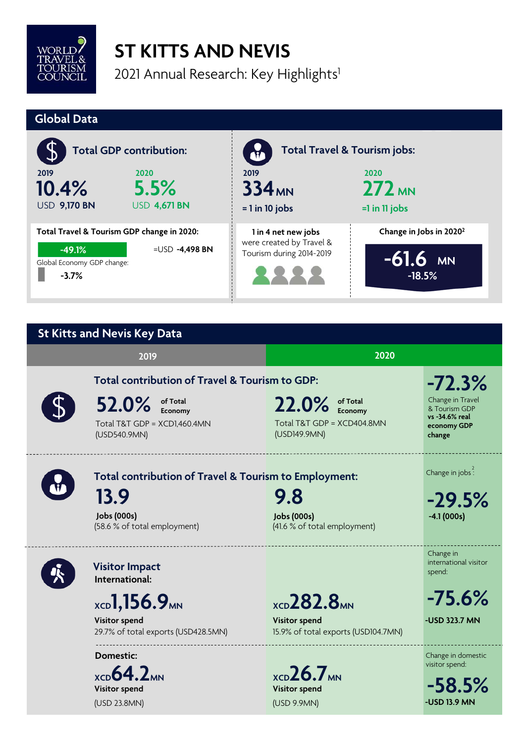# ST KITTS AND NEVIS

2021 Annual Research: Key Highlights[1]

## Global Data

### Total GDP contribution:

| 2019 | 2020 |
|---|---|
| **10.4%** | **5.5%** |
| USD **9,170 BN** | USD **4,671 BN** |

**Total Travel & Tourism GDP change in 2020:**

**-49.1%** =USD **-4,498 BN**

Global Economy GDP change:

**-3.7%**

### Total Travel & Tourism jobs:

| 2019 | 2020 |
|---|---|
| **334 MN** | **272 MN** |
| **= 1 in 10 jobs** | **=1 in 11 jobs** |

**1 in 4 net new jobs** were created by Travel & Tourism during 2014-2019

**Change in Jobs in 2020[2]**

**-61.6 MN**

**-18.5%**

## St Kitts and Nevis Key Data

| | 2019 | 2020 | |
|---|---|---|---|
| **Total contribution of Travel & Tourism to GDP:** | **52.0%** of Total Economy<br>Total T&T GDP = XCD1,460.4MN (USD540.9MN) | **22.0%** of Total Economy<br>Total T&T GDP = XCD404.8MN (USD149.9MN) | **-72.3%**<br>Change in Travel & Tourism GDP **vs -34.6% real economy GDP change** |
| **Total contribution of Travel & Tourism to Employment:** | **13.9**<br>**Jobs (000s)**<br>(58.6 % of total employment) | **9.8**<br>**Jobs (000s)**<br>(41.6 % of total employment) | Change in jobs[2]:<br>**-29.5%**<br>**-4.1 (000s)** |
| **Visitor Impact**<br>**International:** | **XCD1,156.9MN**<br>**Visitor spend**<br>29.7% of total exports (USD428.5MN) | **XCD282.8MN**<br>**Visitor spend**<br>15.9% of total exports (USD104.7MN) | Change in international visitor spend:<br>**-75.6%**<br>**-USD 323.7 MN** |
| **Domestic:** | **XCD64.2MN**<br>**Visitor spend**<br>(USD 23.8MN) | **XCD26.7MN**<br>**Visitor spend**<br>(USD 9.9MN) | Change in domestic visitor spend:<br>**-58.5%**<br>**-USD 13.9 MN** |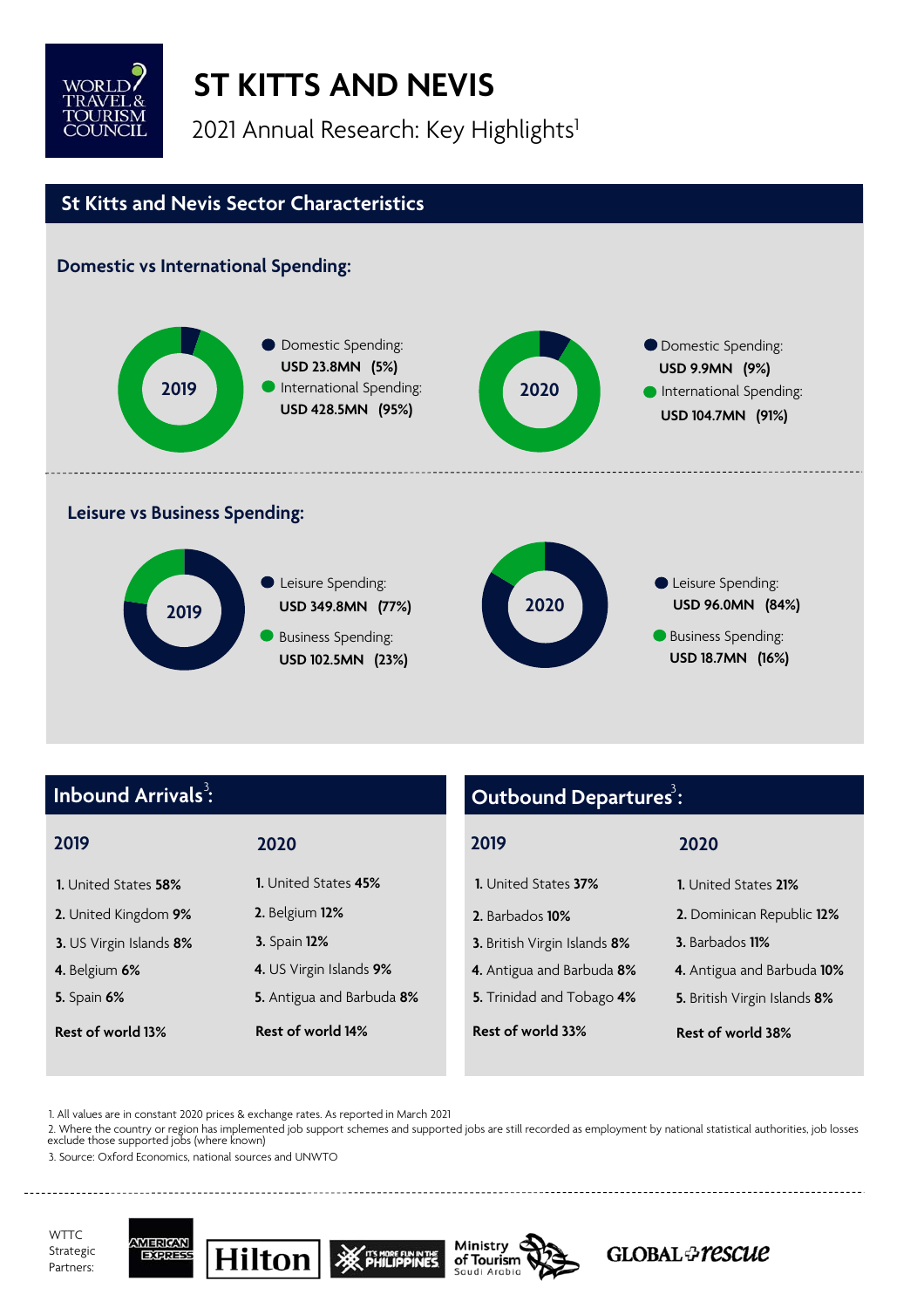# ST KITTS AND NEVIS

2021 Annual Research: Key Highlights[1]

## St Kitts and Nevis Sector Characteristics

### Domestic vs International Spending:

2019

Domestic Spending: **USD 23.8MN (5%)**

International Spending: **USD 428.5MN (95%)**

2020

Domestic Spending: **USD 9.9MN (9%)**

International Spending: **USD 104.7MN (91%)**

### Leisure vs Business Spending:

2019

Leisure Spending: **USD 349.8MN (77%)**

Business Spending: **USD 102.5MN (23%)**

2020

Leisure Spending: **USD 96.0MN (84%)**

Business Spending: **USD 18.7MN (16%)**

## Inbound Arrivals[3]:

| 2019 | 2020 |
|---|---|
| **1.** United States **58%** | **1.** United States **45%** |
| **2.** United Kingdom **9%** | **2.** Belgium **12%** |
| **3.** US Virgin Islands **8%** | **3.** Spain **12%** |
| **4.** Belgium **6%** | **4.** US Virgin Islands **9%** |
| **5.** Spain **6%** | **5.** Antigua and Barbuda **8%** |
| **Rest of world 13%** | **Rest of world 14%** |

## Outbound Departures[3]:

| 2019 | 2020 |
|---|---|
| **1.** United States **37%** | **1.** United States **21%** |
| **2.** Barbados **10%** | **2.** Dominican Republic **12%** |
| **3.** British Virgin Islands **8%** | **3.** Barbados **11%** |
| **4.** Antigua and Barbuda **8%** | **4.** Antigua and Barbuda **10%** |
| **5.** Trinidad and Tobago **4%** | **5.** British Virgin Islands **8%** |
| **Rest of world 33%** | **Rest of world 38%** |

1. All values are in constant 2020 prices & exchange rates. As reported in March 2021
2. Where the country or region has implemented job support schemes and supported jobs are still recorded as employment by national statistical authorities, job losses exclude those supported jobs (where known)
3. Source: Oxford Economics, national sources and UNWTO

WTTC Strategic Partners: